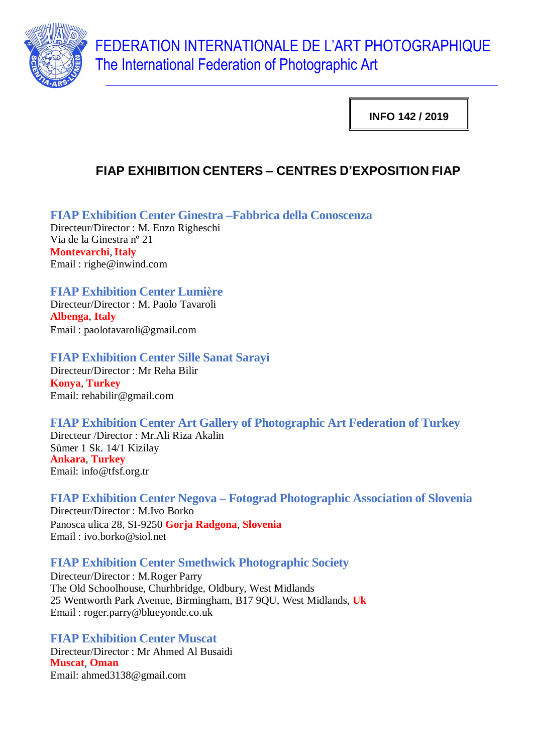FEDERATION INTERNATIONALE DE L'ART PHOTOGRAPHIQUE
The International Federation of Photographic Art

**INFO 142 / 2019**

# FIAP EXHIBITION CENTERS – CENTRES D'EXPOSITION FIAP

### FIAP Exhibition Center Ginestra –Fabbrica della Conoscenza

Directeur/Director : M. Enzo Righeschi
Via de la Ginestra nº 21
**Montevarchi**, **Italy**
Email : righe@inwind.com

### FIAP Exhibition Center Lumière

Directeur/Director : M. Paolo Tavaroli
**Albenga**, **Italy**
Email : paolotavaroli@gmail.com

### FIAP Exhibition Center Sille Sanat Sarayi

Directeur/Director : Mr Reha Bilir
**Konya**, **Turkey**
Email: rehabilir@gmail.com

### FIAP Exhibition Center Art Gallery of Photographic Art Federation of Turkey

Directeur /Director : Mr.Ali Riza Akalin
Sümer 1 Sk. 14/1 Kizilay
**Ankara**, **Turkey**
Email: info@tfsf.org.tr

### FIAP Exhibition Center Negova – Fotograd Photographic Association of Slovenia

Directeur/Director : M.Ivo Borko
Panosca ulica 28, SI-9250 **Gorja Radgona**, **Slovenia**
Email : ivo.borko@siol.net

### FIAP Exhibition Center Smethwick Photographic Society

Directeur/Director : M.Roger Parry
The Old Schoolhouse, Churhbridge, Oldbury, West Midlands
25 Wentworth Park Avenue, Birmingham, B17 9QU, West Midlands, **Uk**
Email : roger.parry@blueyonde.co.uk

### FIAP Exhibition Center Muscat

Directeur/Director : Mr Ahmed Al Busaidi
**Muscat**, **Oman**
Email: ahmed3138@gmail.com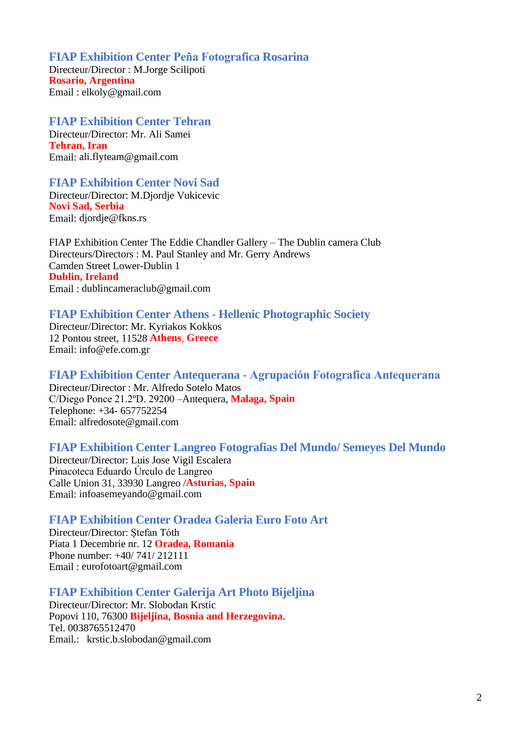## FIAP Exhibition Center Peña Fotografica Rosarina

Directeur/Director : M.Jorge Scilipoti
**Rosario, Argentina**
Email : elkoly@gmail.com

## FIAP Exhibition Center Tehran

Directeur/Director: Mr. Ali Samei
**Tehran, Iran**
Email: ali.flyteam@gmail.com

## FIAP Exhibition Center Novi Sad

Directeur/Director: M.Djordje Vukicevic
**Novi Sad, Serbia**
Email: djordje@fkns.rs

FIAP Exhibition Center The Eddie Chandler Gallery – The Dublin camera Club
Directeurs/Directors : M. Paul Stanley and Mr. Gerry Andrews
Camden Street Lower-Dublin 1
**Dublin, Ireland**
Email : dublincameraclub@gmail.com

## FIAP Exhibition Center Athens - Hellenic Photographic Society

Directeur/Director: Mr. Kyriakos Kokkos
12 Pontou street, 11528 **Athens**, **Greece**
Email: info@efe.com.gr

## FIAP Exhibition Center Antequerana - Agrupación Fotografica Antequerana

Directeur/Director : Mr. Alfredo Sotelo Matos
C/Diego Ponce 21.2ºD. 29200 –Antequera, **Malaga, Spain**
Telephone: +34- 657752254
Email: alfredosote@gmail.com

## FIAP Exhibition Center Langreo Fotografias Del Mundo/ Semeyes Del Mundo

Directeur/Director: Luis Jose Vigil Escalera
Pinacoteca Eduardo Úrculo de Langreo
Calle Union 31, 33930 Langreo /**Asturias**, **Spain**
Email: infoasemeyando@gmail.com

## FIAP Exhibition Center Oradea Galeria Euro Foto Art

Directeur/Director: Ștefan Tóth
Piata 1 Decembrie nr. 12 **Oradea, Romania**
Phone number: +40/ 741/ 212111
Email : eurofotoart@gmail.com

## FIAP Exhibition Center Galerija Art Photo Bijeljina

Directeur/Director: Mr. Slobodan Krstic
Popovi 110, 76300 **Bijeljina**, **Bosnia and Herzegovina**.
Tel. 0038765512470
Email.:  krstic.b.slobodan@gmail.com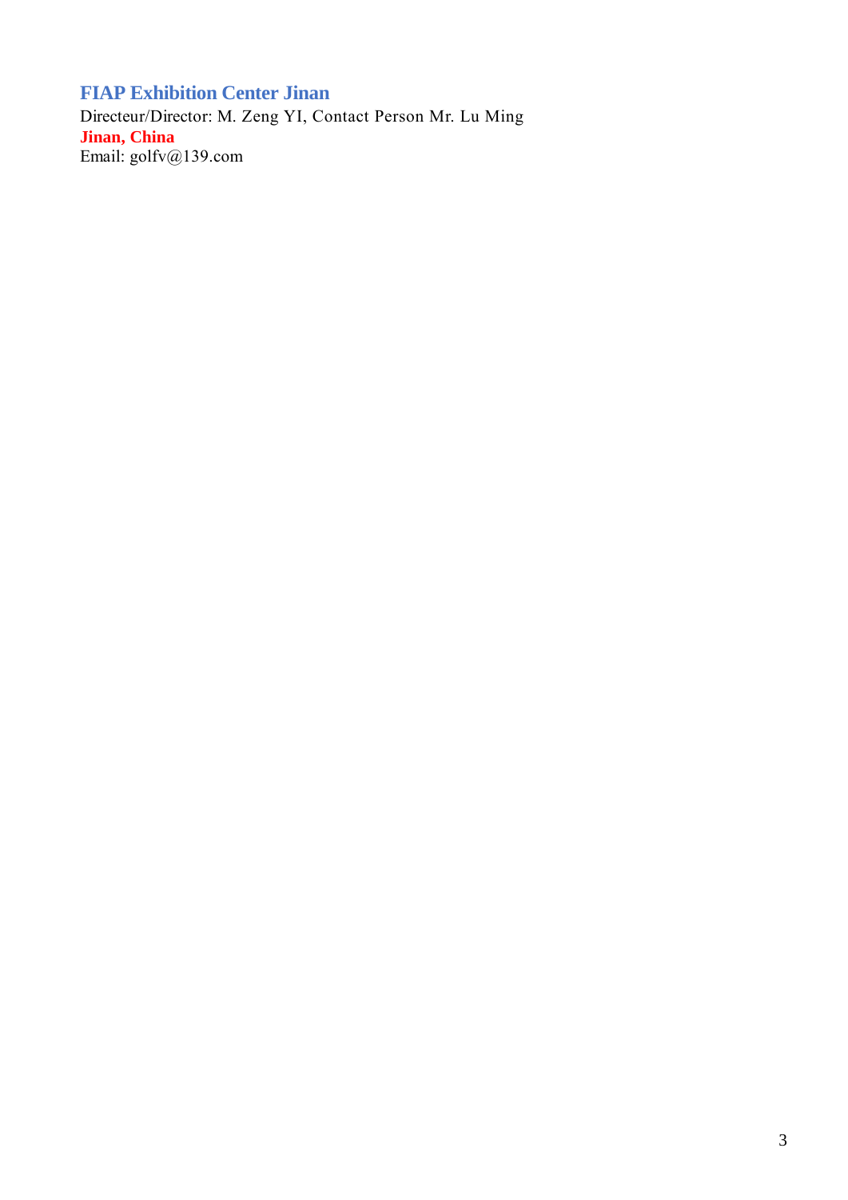### FIAP Exhibition Center Jinan

Directeur/Director: M. Zeng YI, Contact Person Mr. Lu Ming

**Jinan, China**

Email: golfv@139.com